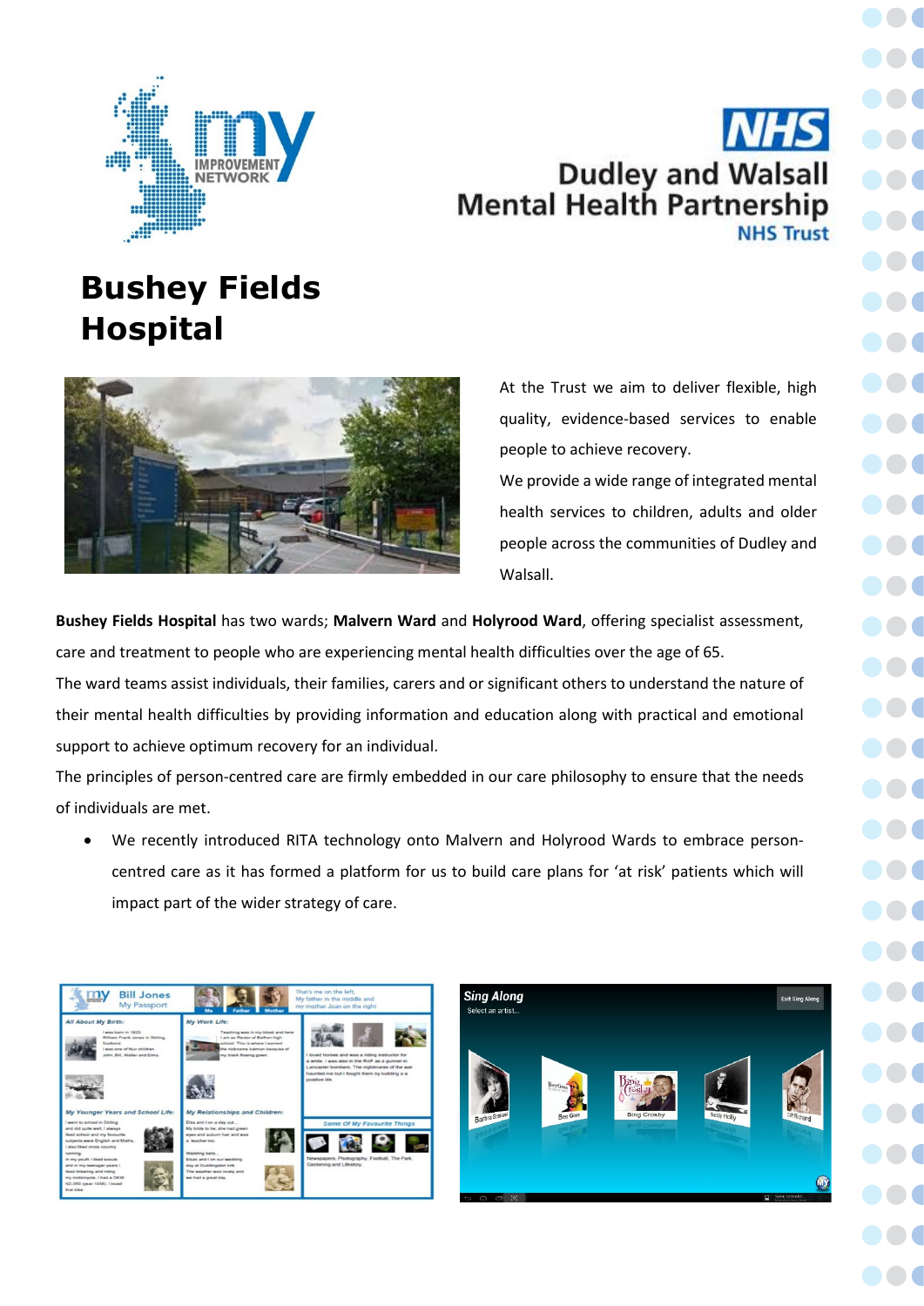# Bushey Fields Hospital

At the Trust we aim to deliver flexible, high quality, evidence-based services to enable people to achieve recovery.

We provide a wide range of integrated mental health services to children, adults and older people across the communities of Dudley and Walsall.

**Bushey Fields Hospital** has two wards; **Malvern Ward** and **Holyrood Ward**, offering specialist assessment, care and treatment to people who are experiencing mental health difficulties over the age of 65.

The ward teams assist individuals, their families, carers and or significant others to understand the nature of their mental health difficulties by providing information and education along with practical and emotional support to achieve optimum recovery for an individual.

The principles of person-centred care are firmly embedded in our care philosophy to ensure that the needs of individuals are met.

- We recently introduced RITA technology onto Malvern and Holyrood Wards to embrace person-centred care as it has formed a platform for us to build care plans for 'at risk' patients which will impact part of the wider strategy of care.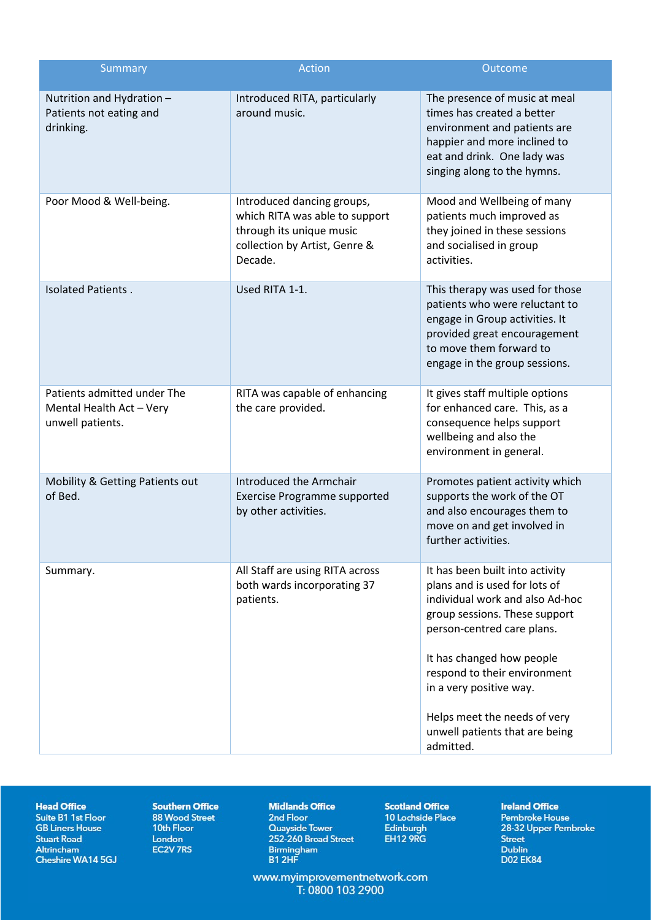| Summary | Action | Outcome |
|---|---|---|
| Nutrition and Hydration – Patients not eating and drinking. | Introduced RITA, particularly around music. | The presence of music at meal times has created a better environment and patients are happier and more inclined to eat and drink. One lady was singing along to the hymns. |
| Poor Mood & Well-being. | Introduced dancing groups, which RITA was able to support through its unique music collection by Artist, Genre & Decade. | Mood and Wellbeing of many patients much improved as they joined in these sessions and socialised in group activities. |
| Isolated Patients . | Used RITA 1-1. | This therapy was used for those patients who were reluctant to engage in Group activities. It provided great encouragement to move them forward to engage in the group sessions. |
| Patients admitted under The Mental Health Act – Very unwell patients. | RITA was capable of enhancing the care provided. | It gives staff multiple options for enhanced care. This, as a consequence helps support wellbeing and also the environment in general. |
| Mobility & Getting Patients out of Bed. | Introduced the Armchair Exercise Programme supported by other activities. | Promotes patient activity which supports the work of the OT and also encourages them to move on and get involved in further activities. |
| Summary. | All Staff are using RITA across both wards incorporating 37 patients. | It has been built into activity plans and is used for lots of individual work and also Ad-hoc group sessions. These support person-centred care plans.<br><br>It has changed how people respond to their environment in a very positive way.<br><br>Helps meet the needs of very unwell patients that are being admitted. |

**Head Office**
Suite B1 1st Floor
GB Liners House
Stuart Road
Altrincham
Cheshire WA14 5GJ

**Southern Office**
88 Wood Street
10th Floor
London
EC2V 7RS

**Midlands Office**
2nd Floor
Quayside Tower
252-260 Broad Street
Birmingham
B1 2HF

**Scotland Office**
10 Lochside Place
Edinburgh
EH12 9RG

**Ireland Office**
Pembroke House
28-32 Upper Pembroke Street
Dublin
D02 EK84

www.myimprovementnetwork.com
T: 0800 103 2900